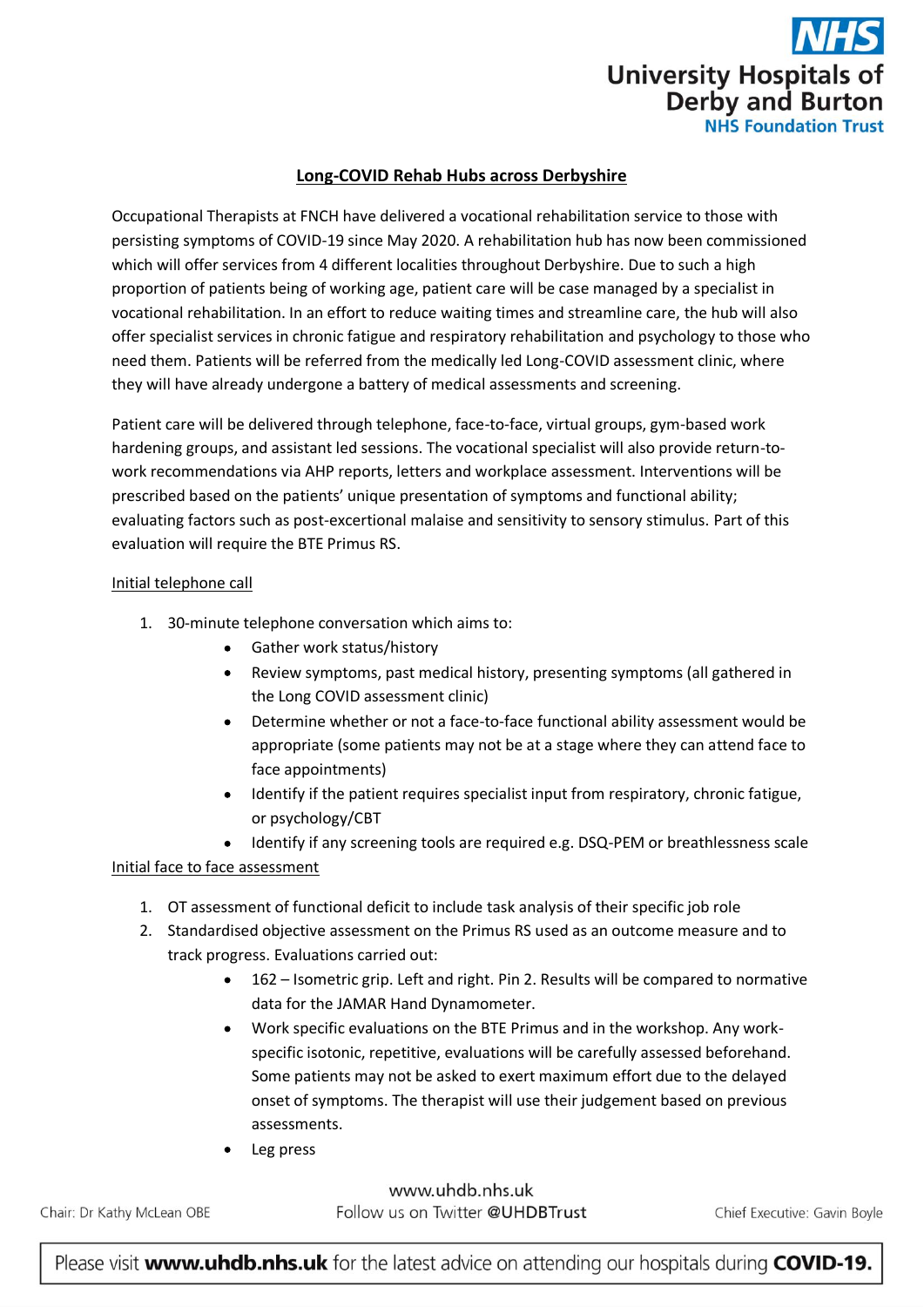## Long-COVID Rehab Hubs across Derbyshire

Occupational Therapists at FNCH have delivered a vocational rehabilitation service to those with persisting symptoms of COVID-19 since May 2020. A rehabilitation hub has now been commissioned which will offer services from 4 different localities throughout Derbyshire. Due to such a high proportion of patients being of working age, patient care will be case managed by a specialist in vocational rehabilitation. In an effort to reduce waiting times and streamline care, the hub will also offer specialist services in chronic fatigue and respiratory rehabilitation and psychology to those who need them. Patients will be referred from the medically led Long-COVID assessment clinic, where they will have already undergone a battery of medical assessments and screening.

Patient care will be delivered through telephone, face-to-face, virtual groups, gym-based work hardening groups, and assistant led sessions. The vocational specialist will also provide return-to-work recommendations via AHP reports, letters and workplace assessment. Interventions will be prescribed based on the patients' unique presentation of symptoms and functional ability; evaluating factors such as post-excertional malaise and sensitivity to sensory stimulus. Part of this evaluation will require the BTE Primus RS.

### Initial telephone call

1. 30-minute telephone conversation which aims to:
   - Gather work status/history
   - Review symptoms, past medical history, presenting symptoms (all gathered in the Long COVID assessment clinic)
   - Determine whether or not a face-to-face functional ability assessment would be appropriate (some patients may not be at a stage where they can attend face to face appointments)
   - Identify if the patient requires specialist input from respiratory, chronic fatigue, or psychology/CBT
   - Identify if any screening tools are required e.g. DSQ-PEM or breathlessness scale

### Initial face to face assessment

1. OT assessment of functional deficit to include task analysis of their specific job role
2. Standardised objective assessment on the Primus RS used as an outcome measure and to track progress. Evaluations carried out:
   - 162 – Isometric grip. Left and right. Pin 2. Results will be compared to normative data for the JAMAR Hand Dynamometer.
   - Work specific evaluations on the BTE Primus and in the workshop. Any work-specific isotonic, repetitive, evaluations will be carefully assessed beforehand. Some patients may not be asked to exert maximum effort due to the delayed onset of symptoms. The therapist will use their judgement based on previous assessments.
   - Leg press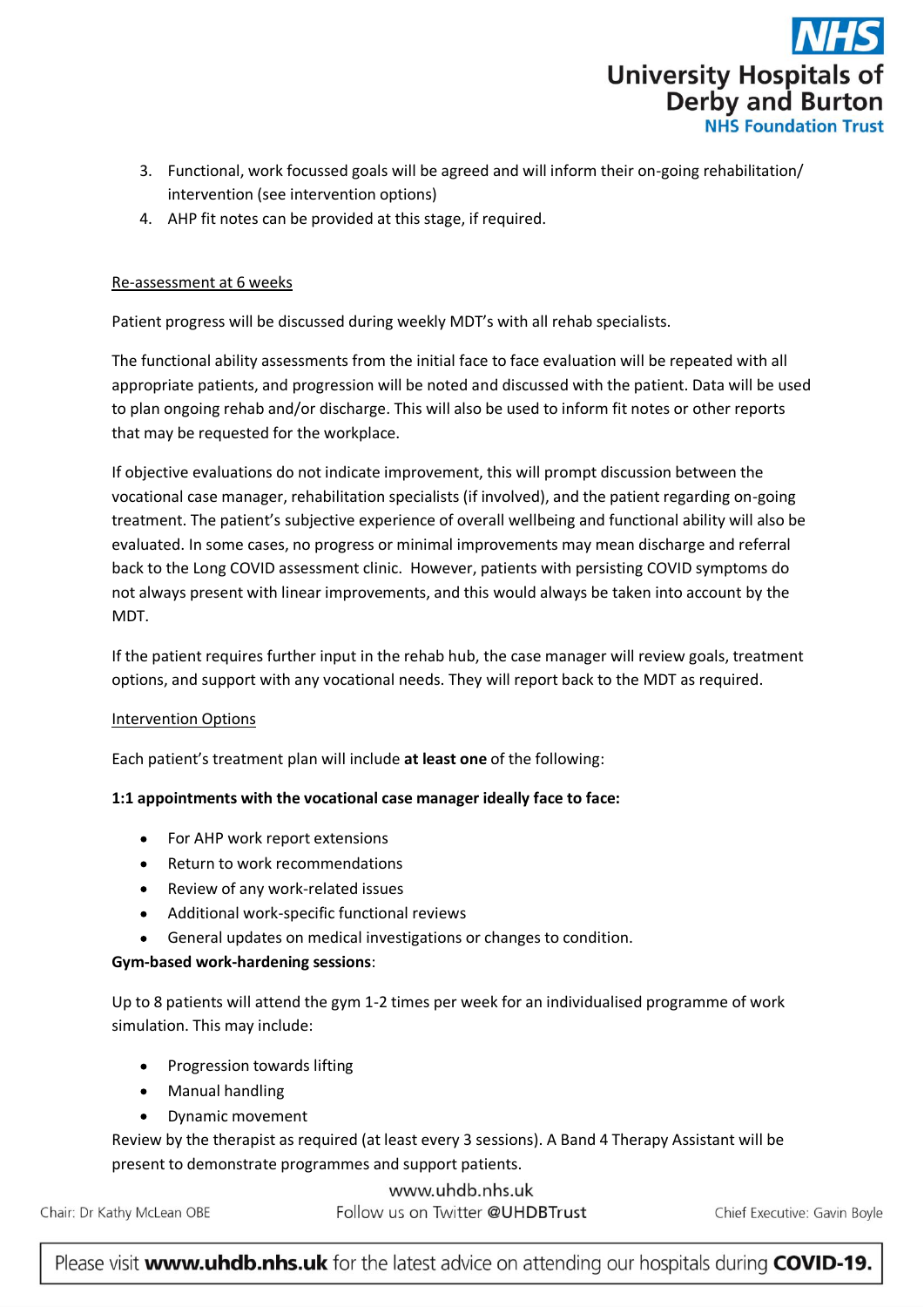3. Functional, work focussed goals will be agreed and will inform their on-going rehabilitation/ intervention (see intervention options)
4. AHP fit notes can be provided at this stage, if required.

<u>Re-assessment at 6 weeks</u>

Patient progress will be discussed during weekly MDT's with all rehab specialists.

The functional ability assessments from the initial face to face evaluation will be repeated with all appropriate patients, and progression will be noted and discussed with the patient. Data will be used to plan ongoing rehab and/or discharge. This will also be used to inform fit notes or other reports that may be requested for the workplace.

If objective evaluations do not indicate improvement, this will prompt discussion between the vocational case manager, rehabilitation specialists (if involved), and the patient regarding on-going treatment. The patient's subjective experience of overall wellbeing and functional ability will also be evaluated. In some cases, no progress or minimal improvements may mean discharge and referral back to the Long COVID assessment clinic. However, patients with persisting COVID symptoms do not always present with linear improvements, and this would always be taken into account by the MDT.

If the patient requires further input in the rehab hub, the case manager will review goals, treatment options, and support with any vocational needs. They will report back to the MDT as required.

<u>Intervention Options</u>

Each patient's treatment plan will include **at least one** of the following:

**1:1 appointments with the vocational case manager ideally face to face:**

- For AHP work report extensions
- Return to work recommendations
- Review of any work-related issues
- Additional work-specific functional reviews
- General updates on medical investigations or changes to condition.

**Gym-based work-hardening sessions**:

Up to 8 patients will attend the gym 1-2 times per week for an individualised programme of work simulation. This may include:

- Progression towards lifting
- Manual handling
- Dynamic movement

Review by the therapist as required (at least every 3 sessions). A Band 4 Therapy Assistant will be present to demonstrate programmes and support patients.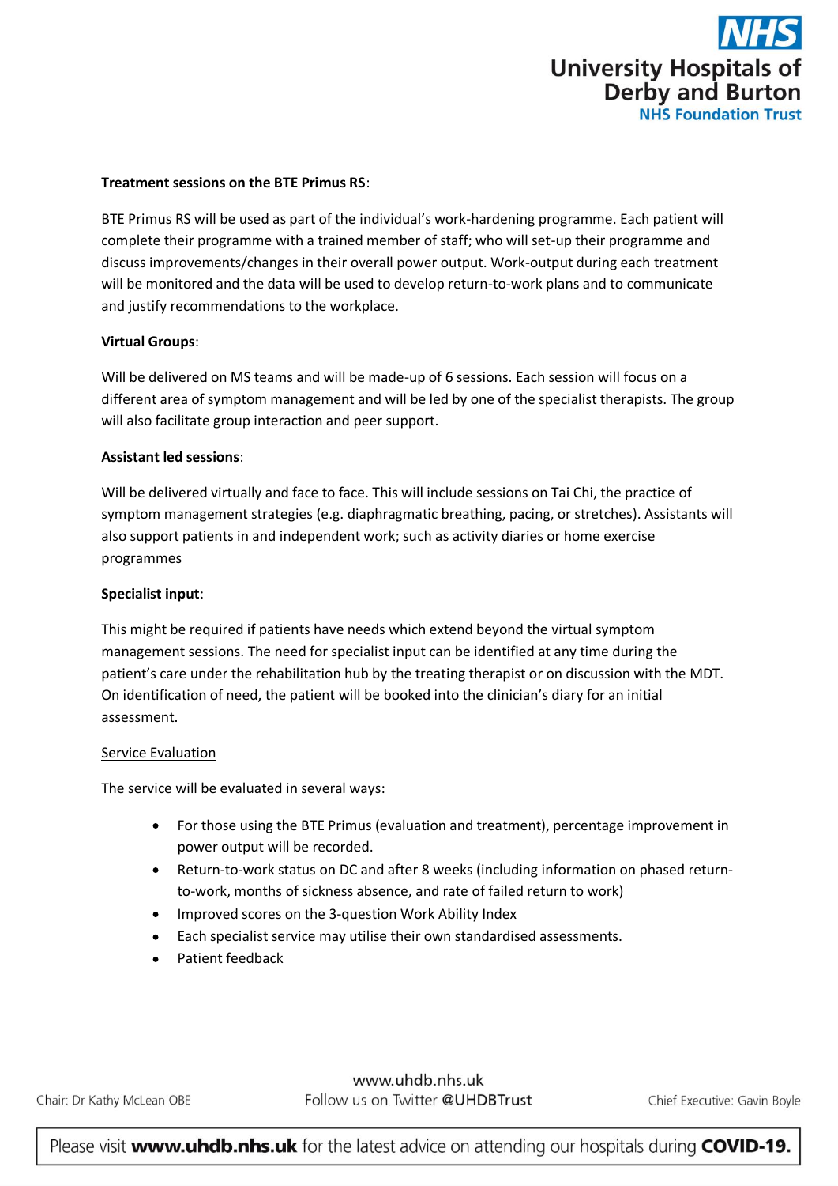**Treatment sessions on the BTE Primus RS**:

BTE Primus RS will be used as part of the individual's work-hardening programme. Each patient will complete their programme with a trained member of staff; who will set-up their programme and discuss improvements/changes in their overall power output. Work-output during each treatment will be monitored and the data will be used to develop return-to-work plans and to communicate and justify recommendations to the workplace.

**Virtual Groups**:

Will be delivered on MS teams and will be made-up of 6 sessions. Each session will focus on a different area of symptom management and will be led by one of the specialist therapists. The group will also facilitate group interaction and peer support.

**Assistant led sessions**:

Will be delivered virtually and face to face. This will include sessions on Tai Chi, the practice of symptom management strategies (e.g. diaphragmatic breathing, pacing, or stretches). Assistants will also support patients in and independent work; such as activity diaries or home exercise programmes

**Specialist input**:

This might be required if patients have needs which extend beyond the virtual symptom management sessions. The need for specialist input can be identified at any time during the patient's care under the rehabilitation hub by the treating therapist or on discussion with the MDT. On identification of need, the patient will be booked into the clinician's diary for an initial assessment.

<u>Service Evaluation</u>

The service will be evaluated in several ways:

- For those using the BTE Primus (evaluation and treatment), percentage improvement in power output will be recorded.
- Return-to-work status on DC and after 8 weeks (including information on phased return-to-work, months of sickness absence, and rate of failed return to work)
- Improved scores on the 3-question Work Ability Index
- Each specialist service may utilise their own standardised assessments.
- Patient feedback